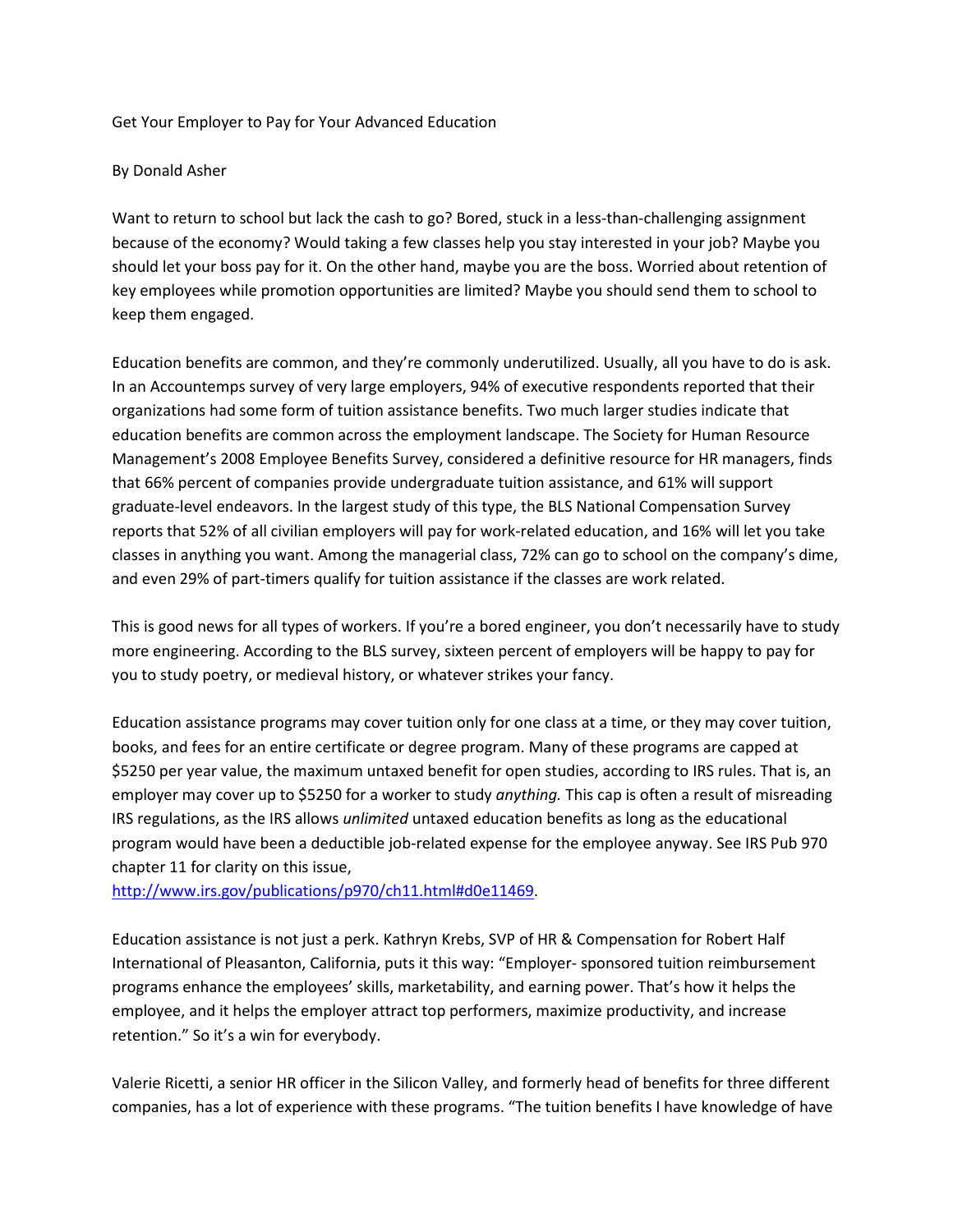# Get Your Employer to Pay for Your Advanced Education

By Donald Asher

Want to return to school but lack the cash to go? Bored, stuck in a less-than-challenging assignment because of the economy? Would taking a few classes help you stay interested in your job? Maybe you should let your boss pay for it. On the other hand, maybe you are the boss. Worried about retention of key employees while promotion opportunities are limited? Maybe you should send them to school to keep them engaged.

Education benefits are common, and they're commonly underutilized. Usually, all you have to do is ask. In an Accountemps survey of very large employers, 94% of executive respondents reported that their organizations had some form of tuition assistance benefits. Two much larger studies indicate that education benefits are common across the employment landscape. The Society for Human Resource Management's 2008 Employee Benefits Survey, considered a definitive resource for HR managers, finds that 66% percent of companies provide undergraduate tuition assistance, and 61% will support graduate-level endeavors. In the largest study of this type, the BLS National Compensation Survey reports that 52% of all civilian employers will pay for work-related education, and 16% will let you take classes in anything you want. Among the managerial class, 72% can go to school on the company's dime, and even 29% of part-timers qualify for tuition assistance if the classes are work related.

This is good news for all types of workers. If you're a bored engineer, you don't necessarily have to study more engineering. According to the BLS survey, sixteen percent of employers will be happy to pay for you to study poetry, or medieval history, or whatever strikes your fancy.

Education assistance programs may cover tuition only for one class at a time, or they may cover tuition, books, and fees for an entire certificate or degree program. Many of these programs are capped at $5250 per year value, the maximum untaxed benefit for open studies, according to IRS rules. That is, an employer may cover up to $5250 for a worker to study *anything.* This cap is often a result of misreading IRS regulations, as the IRS allows *unlimited* untaxed education benefits as long as the educational program would have been a deductible job-related expense for the employee anyway. See IRS Pub 970 chapter 11 for clarity on this issue, [http://www.irs.gov/publications/p970/ch11.html#d0e11469](http://www.irs.gov/publications/p970/ch11.html#d0e11469).

Education assistance is not just a perk. Kathryn Krebs, SVP of HR & Compensation for Robert Half International of Pleasanton, California, puts it this way: "Employer- sponsored tuition reimbursement programs enhance the employees' skills, marketability, and earning power. That's how it helps the employee, and it helps the employer attract top performers, maximize productivity, and increase retention." So it's a win for everybody.

Valerie Ricetti, a senior HR officer in the Silicon Valley, and formerly head of benefits for three different companies, has a lot of experience with these programs. "The tuition benefits I have knowledge of have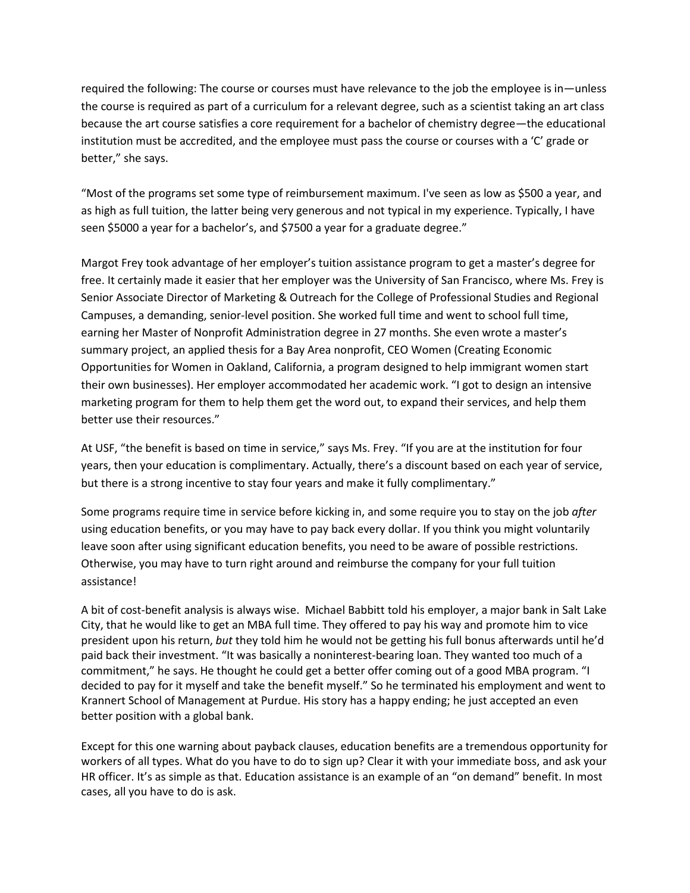required the following: The course or courses must have relevance to the job the employee is in—unless the course is required as part of a curriculum for a relevant degree, such as a scientist taking an art class because the art course satisfies a core requirement for a bachelor of chemistry degree—the educational institution must be accredited, and the employee must pass the course or courses with a 'C' grade or better," she says.

"Most of the programs set some type of reimbursement maximum. I've seen as low as $500 a year, and as high as full tuition, the latter being very generous and not typical in my experience. Typically, I have seen $5000 a year for a bachelor's, and $7500 a year for a graduate degree."

Margot Frey took advantage of her employer's tuition assistance program to get a master's degree for free. It certainly made it easier that her employer was the University of San Francisco, where Ms. Frey is Senior Associate Director of Marketing & Outreach for the College of Professional Studies and Regional Campuses, a demanding, senior-level position. She worked full time and went to school full time, earning her Master of Nonprofit Administration degree in 27 months. She even wrote a master's summary project, an applied thesis for a Bay Area nonprofit, CEO Women (Creating Economic Opportunities for Women in Oakland, California, a program designed to help immigrant women start their own businesses). Her employer accommodated her academic work. "I got to design an intensive marketing program for them to help them get the word out, to expand their services, and help them better use their resources."

At USF, "the benefit is based on time in service," says Ms. Frey. "If you are at the institution for four years, then your education is complimentary. Actually, there's a discount based on each year of service, but there is a strong incentive to stay four years and make it fully complimentary."

Some programs require time in service before kicking in, and some require you to stay on the job *after* using education benefits, or you may have to pay back every dollar. If you think you might voluntarily leave soon after using significant education benefits, you need to be aware of possible restrictions. Otherwise, you may have to turn right around and reimburse the company for your full tuition assistance!

A bit of cost-benefit analysis is always wise. Michael Babbitt told his employer, a major bank in Salt Lake City, that he would like to get an MBA full time. They offered to pay his way and promote him to vice president upon his return, *but* they told him he would not be getting his full bonus afterwards until he'd paid back their investment. "It was basically a noninterest-bearing loan. They wanted too much of a commitment," he says. He thought he could get a better offer coming out of a good MBA program. "I decided to pay for it myself and take the benefit myself." So he terminated his employment and went to Krannert School of Management at Purdue. His story has a happy ending; he just accepted an even better position with a global bank.

Except for this one warning about payback clauses, education benefits are a tremendous opportunity for workers of all types. What do you have to do to sign up? Clear it with your immediate boss, and ask your HR officer. It's as simple as that. Education assistance is an example of an "on demand" benefit. In most cases, all you have to do is ask.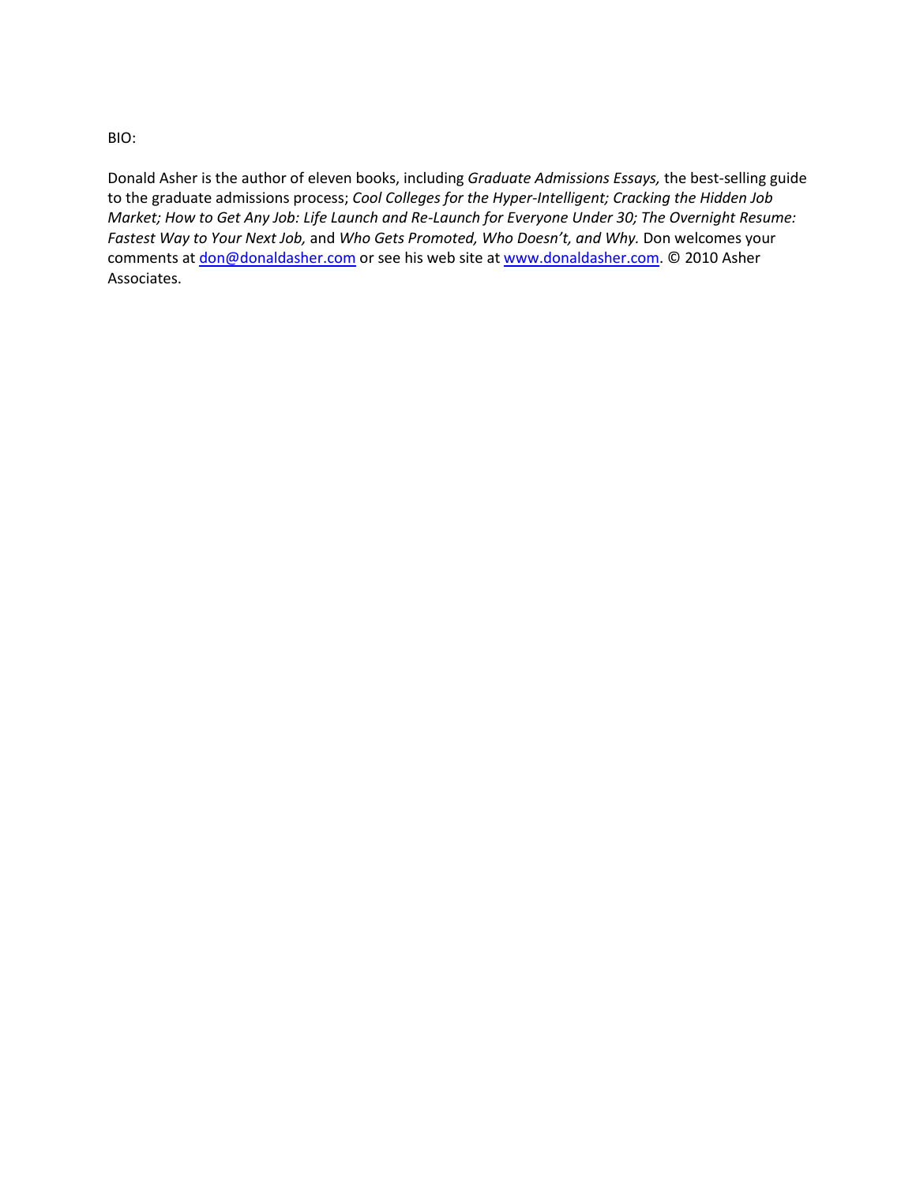BIO:

Donald Asher is the author of eleven books, including *Graduate Admissions Essays,* the best-selling guide to the graduate admissions process; *Cool Colleges for the Hyper-Intelligent; Cracking the Hidden Job Market; How to Get Any Job: Life Launch and Re-Launch for Everyone Under 30; The Overnight Resume: Fastest Way to Your Next Job,* and *Who Gets Promoted, Who Doesn't, and Why.* Don welcomes your comments at [don@donaldasher.com](mailto:don@donaldasher.com) or see his web site at [www.donaldasher.com](http://www.donaldasher.com). © 2010 Asher Associates.